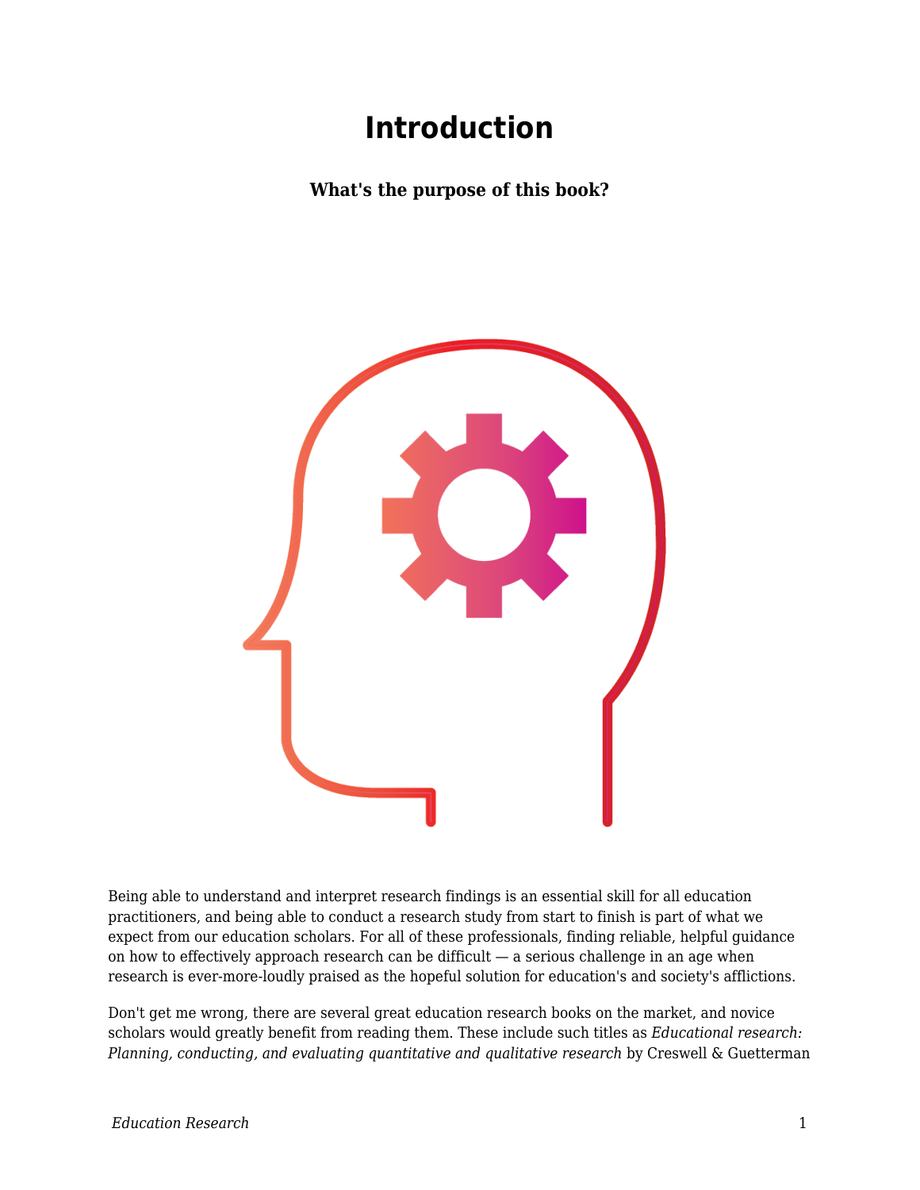# Introduction

### What's the purpose of this book?

Being able to understand and interpret research findings is an essential skill for all education practitioners, and being able to conduct a research study from start to finish is part of what we expect from our education scholars. For all of these professionals, finding reliable, helpful guidance on how to effectively approach research can be difficult — a serious challenge in an age when research is ever-more-loudly praised as the hopeful solution for education's and society's afflictions.

Don't get me wrong, there are several great education research books on the market, and novice scholars would greatly benefit from reading them. These include such titles as *Educational research: Planning, conducting, and evaluating quantitative and qualitative research* by Creswell & Guetterman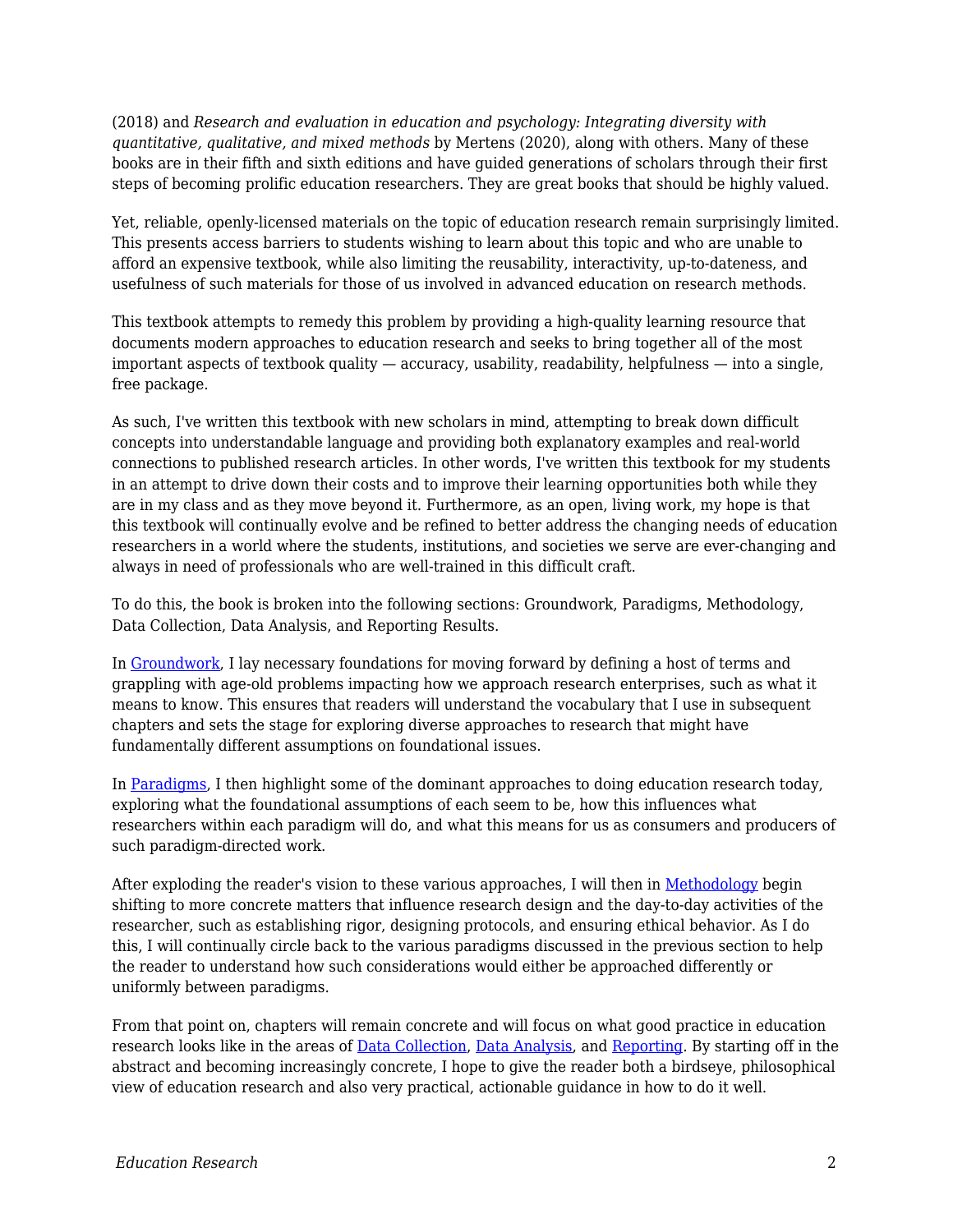(2018) and *Research and evaluation in education and psychology: Integrating diversity with quantitative, qualitative, and mixed methods* by Mertens (2020), along with others. Many of these books are in their fifth and sixth editions and have guided generations of scholars through their first steps of becoming prolific education researchers. They are great books that should be highly valued.

Yet, reliable, openly-licensed materials on the topic of education research remain surprisingly limited. This presents access barriers to students wishing to learn about this topic and who are unable to afford an expensive textbook, while also limiting the reusability, interactivity, up-to-dateness, and usefulness of such materials for those of us involved in advanced education on research methods.

This textbook attempts to remedy this problem by providing a high-quality learning resource that documents modern approaches to education research and seeks to bring together all of the most important aspects of textbook quality — accuracy, usability, readability, helpfulness — into a single, free package.

As such, I've written this textbook with new scholars in mind, attempting to break down difficult concepts into understandable language and providing both explanatory examples and real-world connections to published research articles. In other words, I've written this textbook for my students in an attempt to drive down their costs and to improve their learning opportunities both while they are in my class and as they move beyond it. Furthermore, as an open, living work, my hope is that this textbook will continually evolve and be refined to better address the changing needs of education researchers in a world where the students, institutions, and societies we serve are ever-changing and always in need of professionals who are well-trained in this difficult craft.

To do this, the book is broken into the following sections: Groundwork, Paradigms, Methodology, Data Collection, Data Analysis, and Reporting Results.

In Groundwork, I lay necessary foundations for moving forward by defining a host of terms and grappling with age-old problems impacting how we approach research enterprises, such as what it means to know. This ensures that readers will understand the vocabulary that I use in subsequent chapters and sets the stage for exploring diverse approaches to research that might have fundamentally different assumptions on foundational issues.

In Paradigms, I then highlight some of the dominant approaches to doing education research today, exploring what the foundational assumptions of each seem to be, how this influences what researchers within each paradigm will do, and what this means for us as consumers and producers of such paradigm-directed work.

After exploding the reader's vision to these various approaches, I will then in Methodology begin shifting to more concrete matters that influence research design and the day-to-day activities of the researcher, such as establishing rigor, designing protocols, and ensuring ethical behavior. As I do this, I will continually circle back to the various paradigms discussed in the previous section to help the reader to understand how such considerations would either be approached differently or uniformly between paradigms.

From that point on, chapters will remain concrete and will focus on what good practice in education research looks like in the areas of Data Collection, Data Analysis, and Reporting. By starting off in the abstract and becoming increasingly concrete, I hope to give the reader both a birdseye, philosophical view of education research and also very practical, actionable guidance in how to do it well.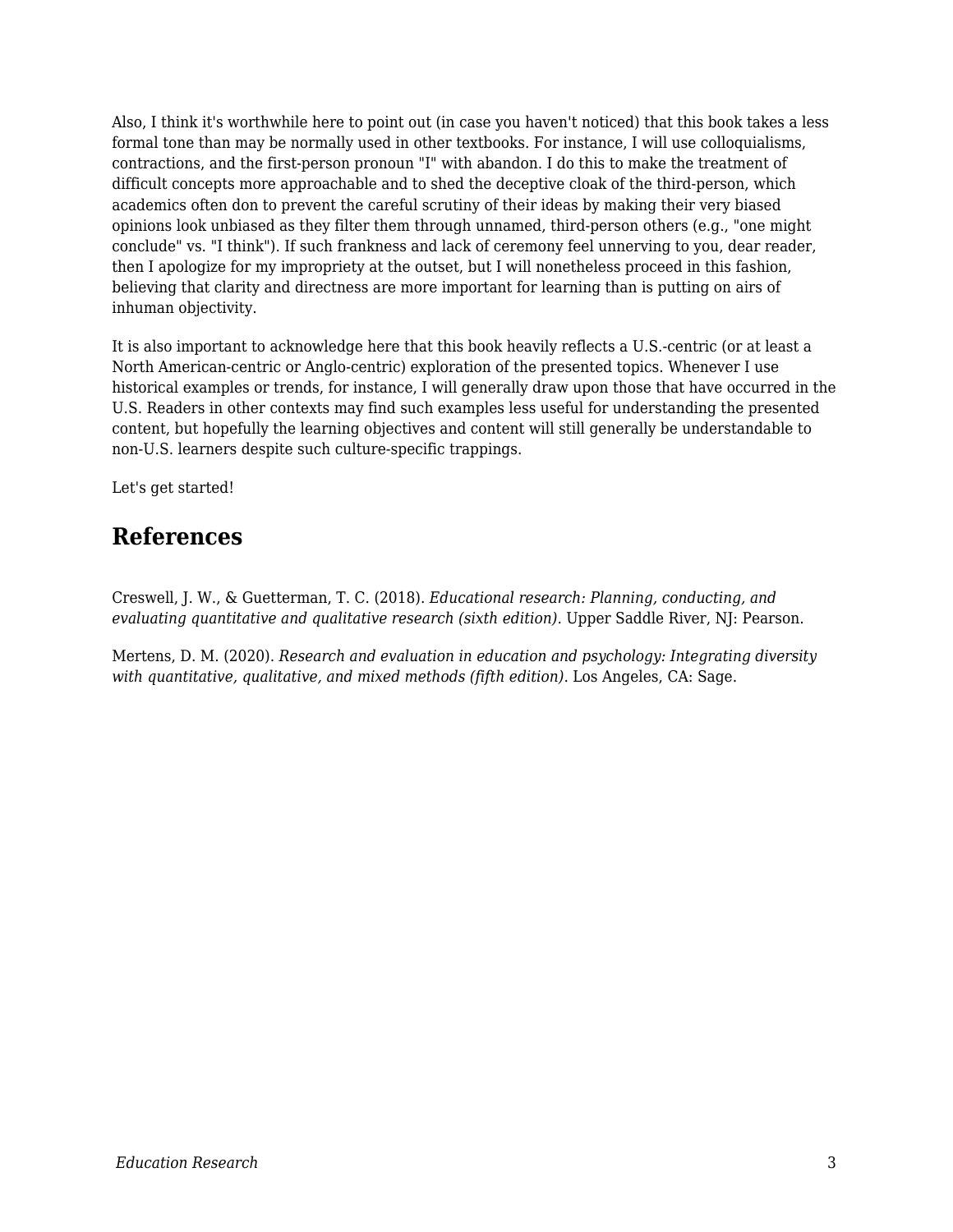Also, I think it's worthwhile here to point out (in case you haven't noticed) that this book takes a less formal tone than may be normally used in other textbooks. For instance, I will use colloquialisms, contractions, and the first-person pronoun "I" with abandon. I do this to make the treatment of difficult concepts more approachable and to shed the deceptive cloak of the third-person, which academics often don to prevent the careful scrutiny of their ideas by making their very biased opinions look unbiased as they filter them through unnamed, third-person others (e.g., "one might conclude" vs. "I think"). If such frankness and lack of ceremony feel unnerving to you, dear reader, then I apologize for my impropriety at the outset, but I will nonetheless proceed in this fashion, believing that clarity and directness are more important for learning than is putting on airs of inhuman objectivity.

It is also important to acknowledge here that this book heavily reflects a U.S.-centric (or at least a North American-centric or Anglo-centric) exploration of the presented topics. Whenever I use historical examples or trends, for instance, I will generally draw upon those that have occurred in the U.S. Readers in other contexts may find such examples less useful for understanding the presented content, but hopefully the learning objectives and content will still generally be understandable to non-U.S. learners despite such culture-specific trappings.

Let's get started!

## References

Creswell, J. W., & Guetterman, T. C. (2018). *Educational research: Planning, conducting, and evaluating quantitative and qualitative research (sixth edition)*. Upper Saddle River, NJ: Pearson.

Mertens, D. M. (2020). *Research and evaluation in education and psychology: Integrating diversity with quantitative, qualitative, and mixed methods (fifth edition)*. Los Angeles, CA: Sage.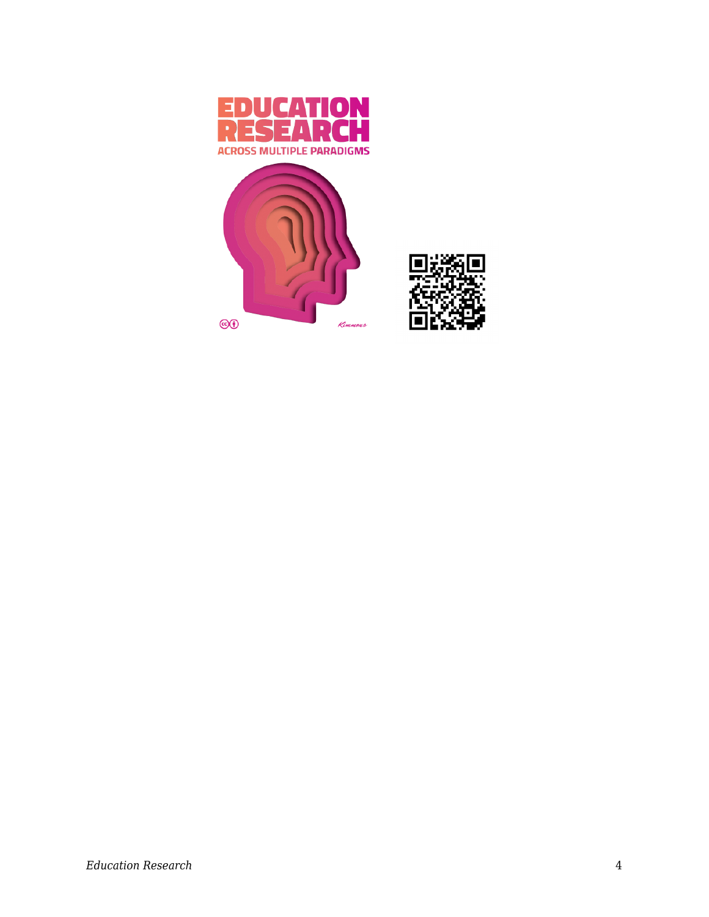EDUCATION RESEARCH

ACROSS MULTIPLE PARADIGMS

Kimmons